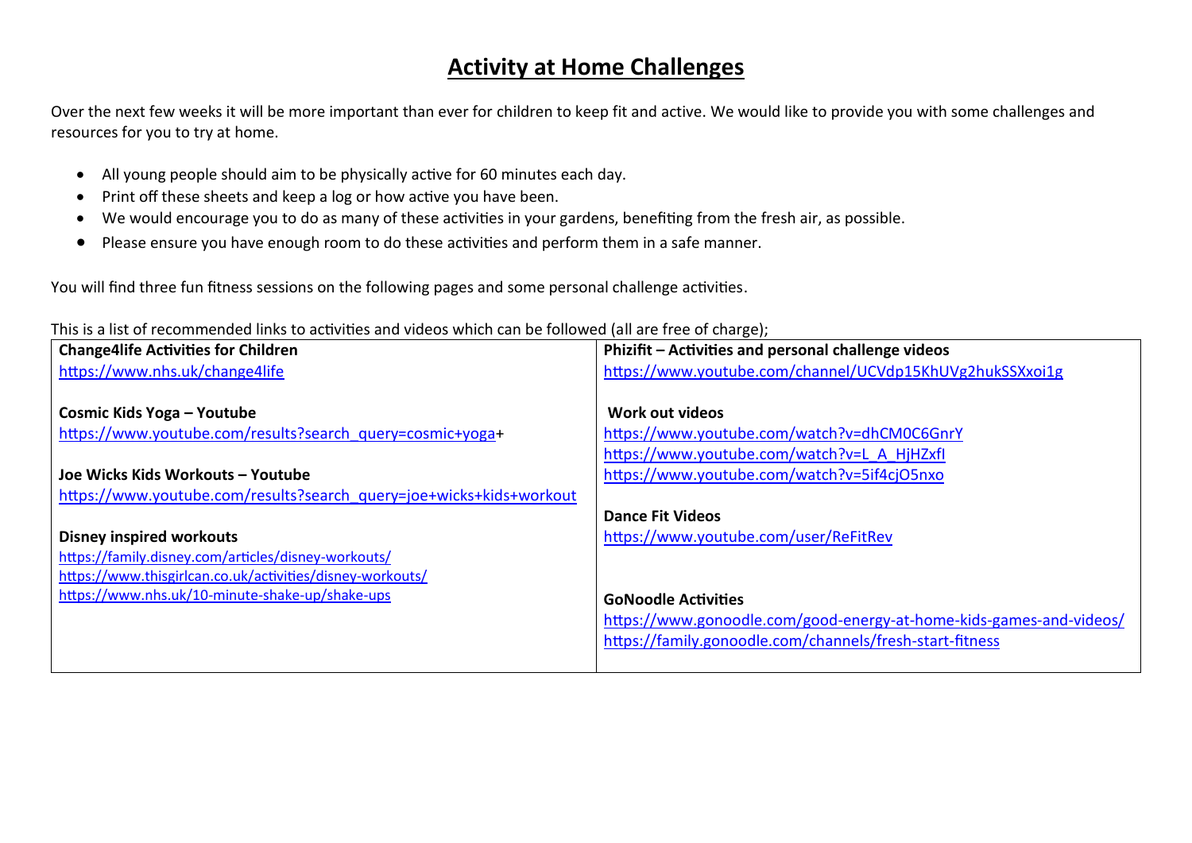# Activity at Home Challenges

Over the next few weeks it will be more important than ever for children to keep fit and active. We would like to provide you with some challenges and resources for you to try at home.

- All young people should aim to be physically active for 60 minutes each day.
- Print off these sheets and keep a log or how active you have been.
- We would encourage you to do as many of these activities in your gardens, benefiting from the fresh air, as possible.
- Please ensure you have enough room to do these activities and perform them in a safe manner.

You will find three fun fitness sessions on the following pages and some personal challenge activities.

This is a list of recommended links to activities and videos which can be followed (all are free of charge);

| | |
|---|---|
| **Change4life Activities for Children**<br>https://www.nhs.uk/change4life<br><br>**Cosmic Kids Yoga – Youtube**<br>https://www.youtube.com/results?search_query=cosmic+yoga+<br><br>**Joe Wicks Kids Workouts – Youtube**<br>https://www.youtube.com/results?search_query=joe+wicks+kids+workout<br><br>**Disney inspired workouts**<br>https://family.disney.com/articles/disney-workouts/<br>https://www.thisgirlcan.co.uk/activities/disney-workouts/<br>https://www.nhs.uk/10-minute-shake-up/shake-ups | **Phizifit – Activities and personal challenge videos**<br>https://www.youtube.com/channel/UCVdp15KhUVg2hukSSXxoi1g<br><br>**Work out videos**<br>https://www.youtube.com/watch?v=dhCM0C6GnrY<br>https://www.youtube.com/watch?v=L_A_HjHZxfI<br>https://www.youtube.com/watch?v=5if4cjO5nxo<br><br>**Dance Fit Videos**<br>https://www.youtube.com/user/ReFitRev<br><br>**GoNoodle Activities**<br>https://www.gonoodle.com/good-energy-at-home-kids-games-and-videos/<br>https://family.gonoodle.com/channels/fresh-start-fitness |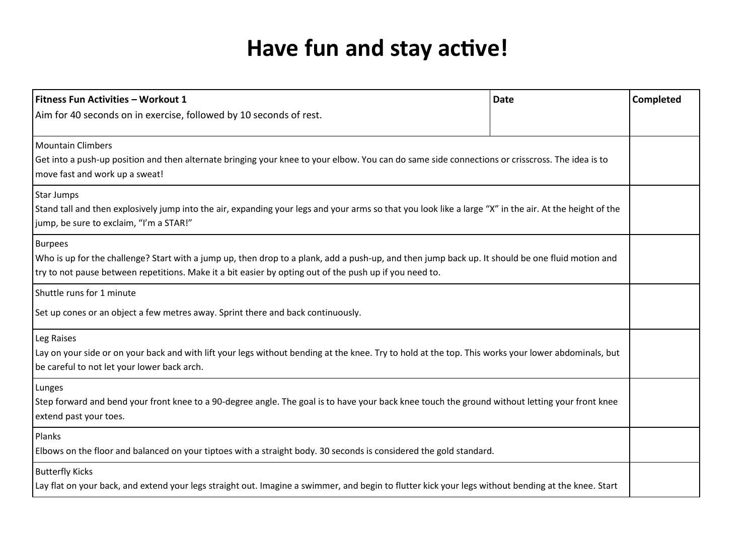# Have fun and stay active!

| **Fitness Fun Activities – Workout 1**<br>Aim for 40 seconds on in exercise, followed by 10 seconds of rest. | **Date** | **Completed** |
| --- | --- | --- |
| Mountain Climbers<br>Get into a push-up position and then alternate bringing your knee to your elbow. You can do same side connections or crisscross. The idea is to move fast and work up a sweat! | | |
| Star Jumps<br>Stand tall and then explosively jump into the air, expanding your legs and your arms so that you look like a large "X" in the air. At the height of the jump, be sure to exclaim, "I'm a STAR!" | | |
| Burpees<br>Who is up for the challenge? Start with a jump up, then drop to a plank, add a push-up, and then jump back up. It should be one fluid motion and try to not pause between repetitions. Make it a bit easier by opting out of the push up if you need to. | | |
| Shuttle runs for 1 minute<br>Set up cones or an object a few metres away. Sprint there and back continuously. | | |
| Leg Raises<br>Lay on your side or on your back and with lift your legs without bending at the knee. Try to hold at the top. This works your lower abdominals, but be careful to not let your lower back arch. | | |
| Lunges<br>Step forward and bend your front knee to a 90-degree angle. The goal is to have your back knee touch the ground without letting your front knee extend past your toes. | | |
| Planks<br>Elbows on the floor and balanced on your tiptoes with a straight body. 30 seconds is considered the gold standard. | | |
| Butterfly Kicks<br>Lay flat on your back, and extend your legs straight out. Imagine a swimmer, and begin to flutter kick your legs without bending at the knee. Start | | |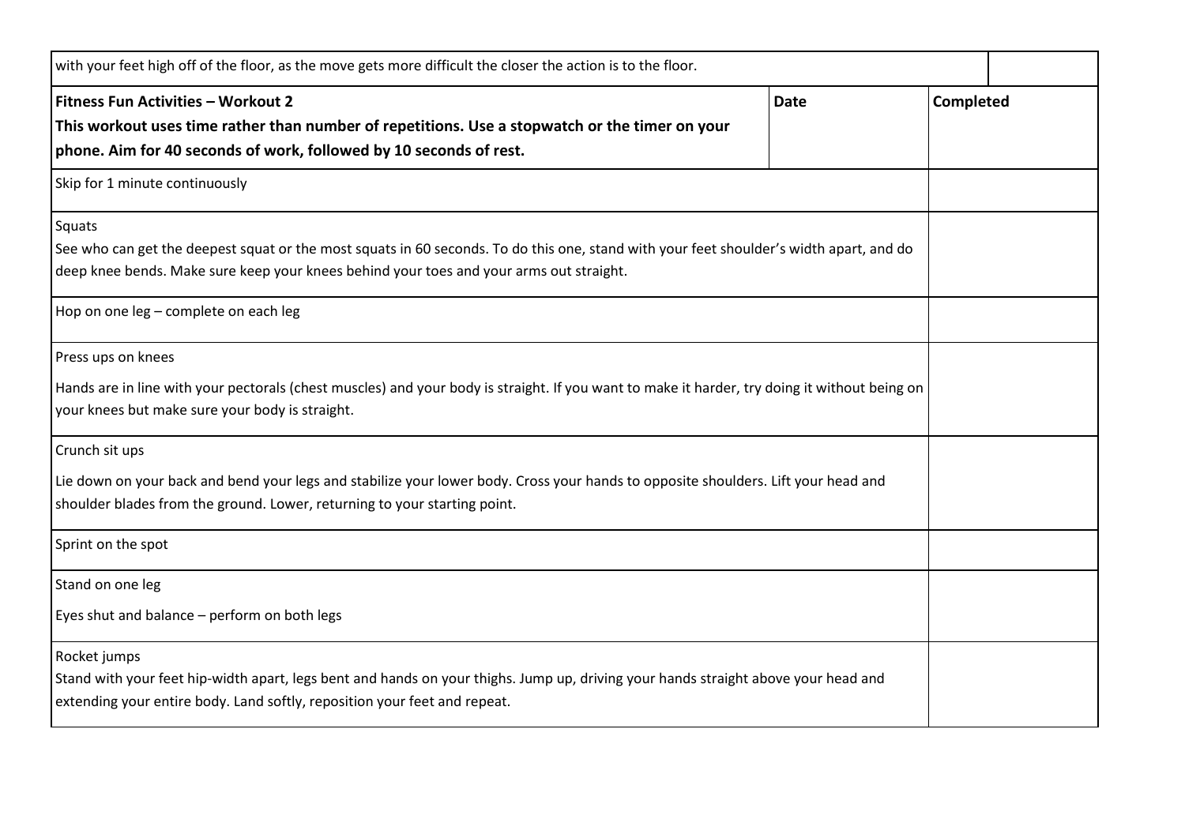| with your feet high off of the floor, as the move gets more difficult the closer the action is to the floor. | | |
|---|---|---|
| **Fitness Fun Activities – Workout 2**<br>**This workout uses time rather than number of repetitions. Use a stopwatch or the timer on your phone. Aim for 40 seconds of work, followed by 10 seconds of rest.** | **Date** | **Completed** |
| Skip for 1 minute continuously | | |
| Squats<br>See who can get the deepest squat or the most squats in 60 seconds. To do this one, stand with your feet shoulder's width apart, and do deep knee bends. Make sure keep your knees behind your toes and your arms out straight. | | |
| Hop on one leg – complete on each leg | | |
| Press ups on knees<br>Hands are in line with your pectorals (chest muscles) and your body is straight. If you want to make it harder, try doing it without being on your knees but make sure your body is straight. | | |
| Crunch sit ups<br>Lie down on your back and bend your legs and stabilize your lower body. Cross your hands to opposite shoulders. Lift your head and shoulder blades from the ground. Lower, returning to your starting point. | | |
| Sprint on the spot | | |
| Stand on one leg<br>Eyes shut and balance – perform on both legs | | |
| Rocket jumps<br>Stand with your feet hip-width apart, legs bent and hands on your thighs. Jump up, driving your hands straight above your head and extending your entire body. Land softly, reposition your feet and repeat. | | |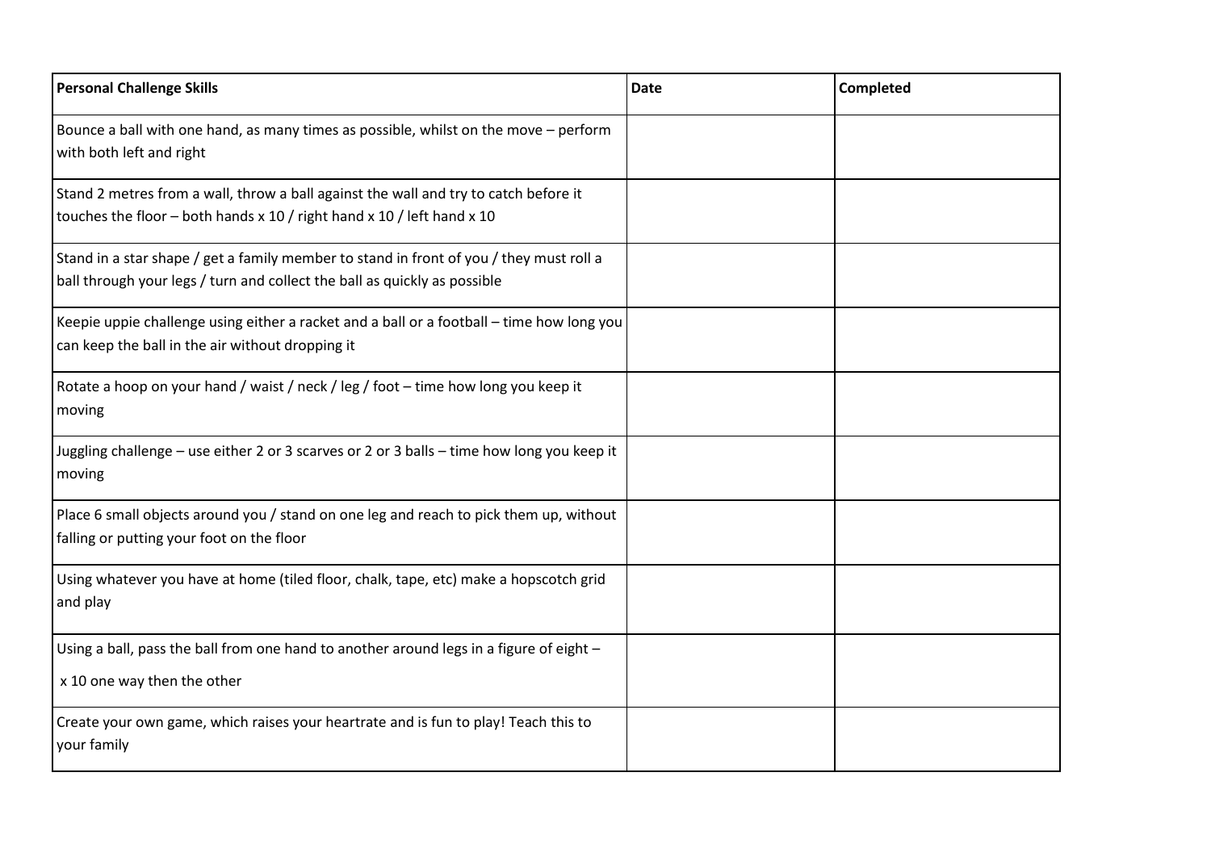| **Personal Challenge Skills** | **Date** | **Completed** |
|---|---|---|
| Bounce a ball with one hand, as many times as possible, whilst on the move – perform with both left and right | | |
| Stand 2 metres from a wall, throw a ball against the wall and try to catch before it touches the floor – both hands x 10 / right hand x 10 / left hand x 10 | | |
| Stand in a star shape / get a family member to stand in front of you / they must roll a ball through your legs / turn and collect the ball as quickly as possible | | |
| Keepie uppie challenge using either a racket and a ball or a football – time how long you can keep the ball in the air without dropping it | | |
| Rotate a hoop on your hand / waist / neck / leg / foot – time how long you keep it moving | | |
| Juggling challenge – use either 2 or 3 scarves or 2 or 3 balls – time how long you keep it moving | | |
| Place 6 small objects around you / stand on one leg and reach to pick them up, without falling or putting your foot on the floor | | |
| Using whatever you have at home (tiled floor, chalk, tape, etc) make a hopscotch grid and play | | |
| Using a ball, pass the ball from one hand to another around legs in a figure of eight – x 10 one way then the other | | |
| Create your own game, which raises your heartrate and is fun to play! Teach this to your family | | |